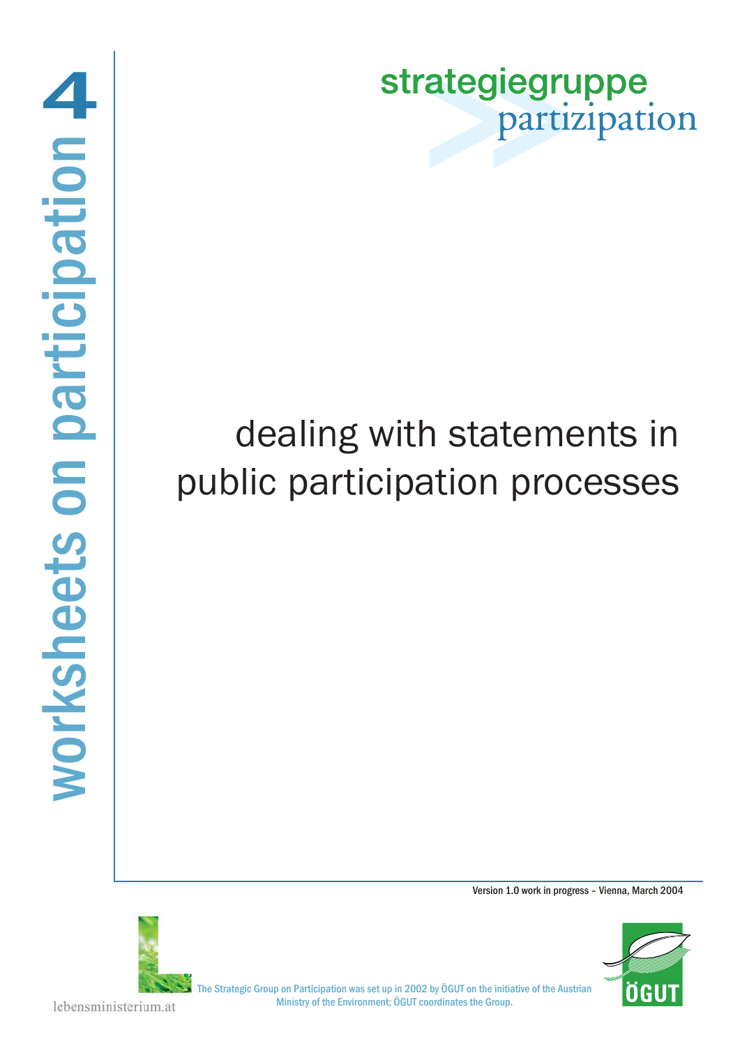# worksheets on participation 4

strategiegruppe partizipation

# dealing with statements in public participation processes

Version 1.0 work in progress – Vienna, March 2004

lebensministerium.at

The Strategic Group on Participation was set up in 2002 by ÖGUT on the initiative of the Austrian Ministry of the Environment; ÖGUT coordinates the Group.

ÖGUT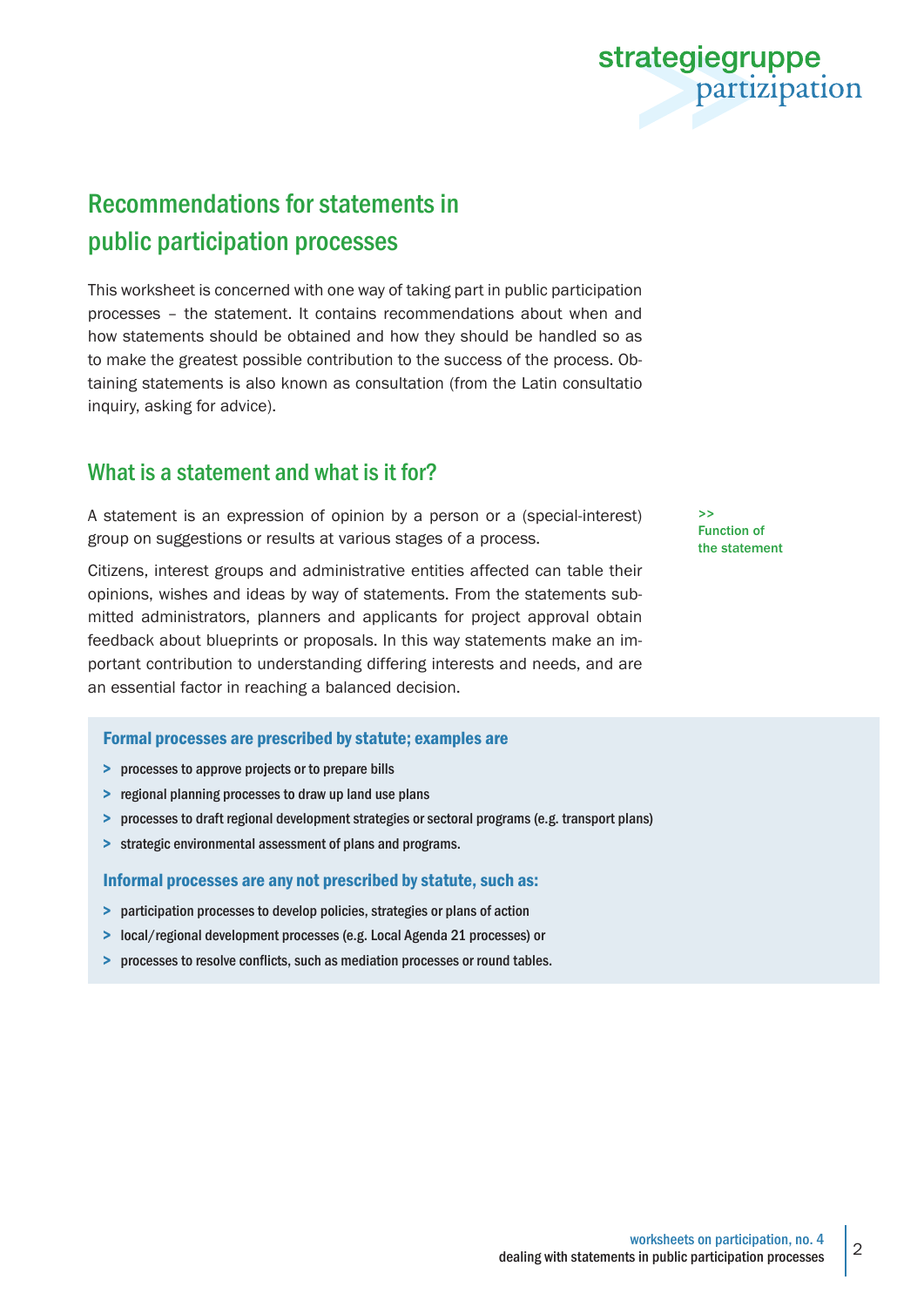## Recommendations for statements in public participation processes

This worksheet is concerned with one way of taking part in public participation processes – the statement. It contains recommendations about when and how statements should be obtained and how they should be handled so as to make the greatest possible contribution to the success of the process. Obtaining statements is also known as consultation (from the Latin consultatio inquiry, asking for advice).

## What is a statement and what is it for?

>> Function of the statement

A statement is an expression of opinion by a person or a (special-interest) group on suggestions or results at various stages of a process.

Citizens, interest groups and administrative entities affected can table their opinions, wishes and ideas by way of statements. From the statements submitted administrators, planners and applicants for project approval obtain feedback about blueprints or proposals. In this way statements make an important contribution to understanding differing interests and needs, and are an essential factor in reaching a balanced decision.

**Formal processes are prescribed by statute; examples are**

- processes to approve projects or to prepare bills
- regional planning processes to draw up land use plans
- processes to draft regional development strategies or sectoral programs (e.g. transport plans)
- strategic environmental assessment of plans and programs.

**Informal processes are any not prescribed by statute, such as:**

- participation processes to develop policies, strategies or plans of action
- local/regional development processes (e.g. Local Agenda 21 processes) or
- processes to resolve conflicts, such as mediation processes or round tables.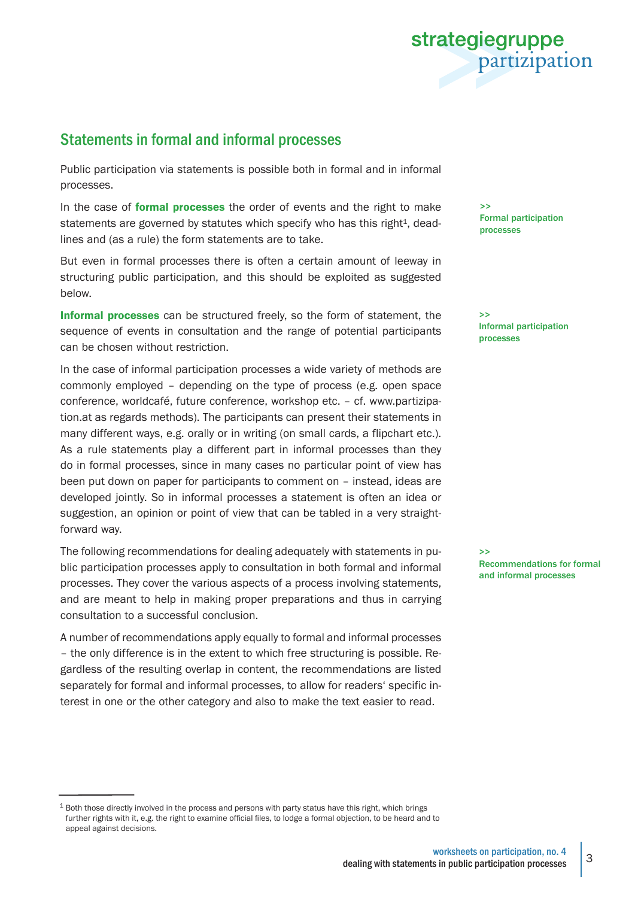## Statements in formal and informal processes

Public participation via statements is possible both in formal and in informal processes.

>> **Formal participation processes**

In the case of **formal processes** the order of events and the right to make statements are governed by statutes which specify who has this right[1], deadlines and (as a rule) the form statements are to take.

But even in formal processes there is often a certain amount of leeway in structuring public participation, and this should be exploited as suggested below.

>> **Informal participation processes**

**Informal processes** can be structured freely, so the form of statement, the sequence of events in consultation and the range of potential participants can be chosen without restriction.

In the case of informal participation processes a wide variety of methods are commonly employed – depending on the type of process (e.g. open space conference, worldcafé, future conference, workshop etc. – cf. www.partizipation.at as regards methods). The participants can present their statements in many different ways, e.g. orally or in writing (on small cards, a flipchart etc.). As a rule statements play a different part in informal processes than they do in formal processes, since in many cases no particular point of view has been put down on paper for participants to comment on – instead, ideas are developed jointly. So in informal processes a statement is often an idea or suggestion, an opinion or point of view that can be tabled in a very straightforward way.

>> **Recommendations for formal and informal processes**

The following recommendations for dealing adequately with statements in public participation processes apply to consultation in both formal and informal processes. They cover the various aspects of a process involving statements, and are meant to help in making proper preparations and thus in carrying consultation to a successful conclusion.

A number of recommendations apply equally to formal and informal processes – the only difference is in the extent to which free structuring is possible. Regardless of the resulting overlap in content, the recommendations are listed separately for formal and informal processes, to allow for readers' specific interest in one or the other category and also to make the text easier to read.

[1] Both those directly involved in the process and persons with party status have this right, which brings further rights with it, e.g. the right to examine official files, to lodge a formal objection, to be heard and to appeal against decisions.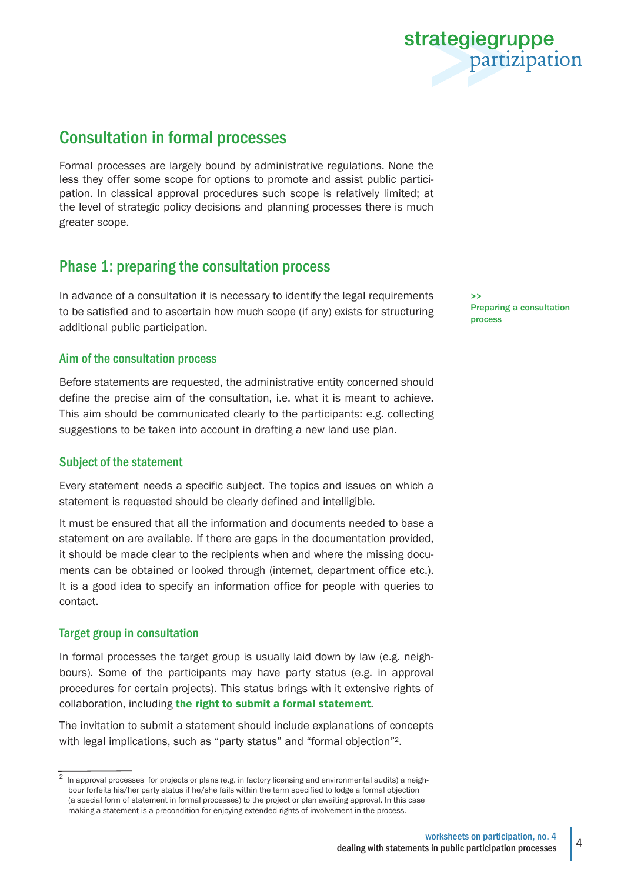## Consultation in formal processes

Formal processes are largely bound by administrative regulations. None the less they offer some scope for options to promote and assist public participation. In classical approval procedures such scope is relatively limited; at the level of strategic policy decisions and planning processes there is much greater scope.

## Phase 1: preparing the consultation process

>> Preparing a consultation process

In advance of a consultation it is necessary to identify the legal requirements to be satisfied and to ascertain how much scope (if any) exists for structuring additional public participation.

### Aim of the consultation process

Before statements are requested, the administrative entity concerned should define the precise aim of the consultation, i.e. what it is meant to achieve. This aim should be communicated clearly to the participants: e.g. collecting suggestions to be taken into account in drafting a new land use plan.

### Subject of the statement

Every statement needs a specific subject. The topics and issues on which a statement is requested should be clearly defined and intelligible.

It must be ensured that all the information and documents needed to base a statement on are available. If there are gaps in the documentation provided, it should be made clear to the recipients when and where the missing documents can be obtained or looked through (internet, department office etc.). It is a good idea to specify an information office for people with queries to contact.

### Target group in consultation

In formal processes the target group is usually laid down by law (e.g. neighbours). Some of the participants may have party status (e.g. in approval procedures for certain projects). This status brings with it extensive rights of collaboration, including **the right to submit a formal statement**.

The invitation to submit a statement should include explanations of concepts with legal implications, such as "party status" and "formal objection"[2].

---

[2] In approval processes for projects or plans (e.g. in factory licensing and environmental audits) a neighbour forfeits his/her party status if he/she fails within the term specified to lodge a formal objection (a special form of statement in formal processes) to the project or plan awaiting approval. In this case making a statement is a precondition for enjoying extended rights of involvement in the process.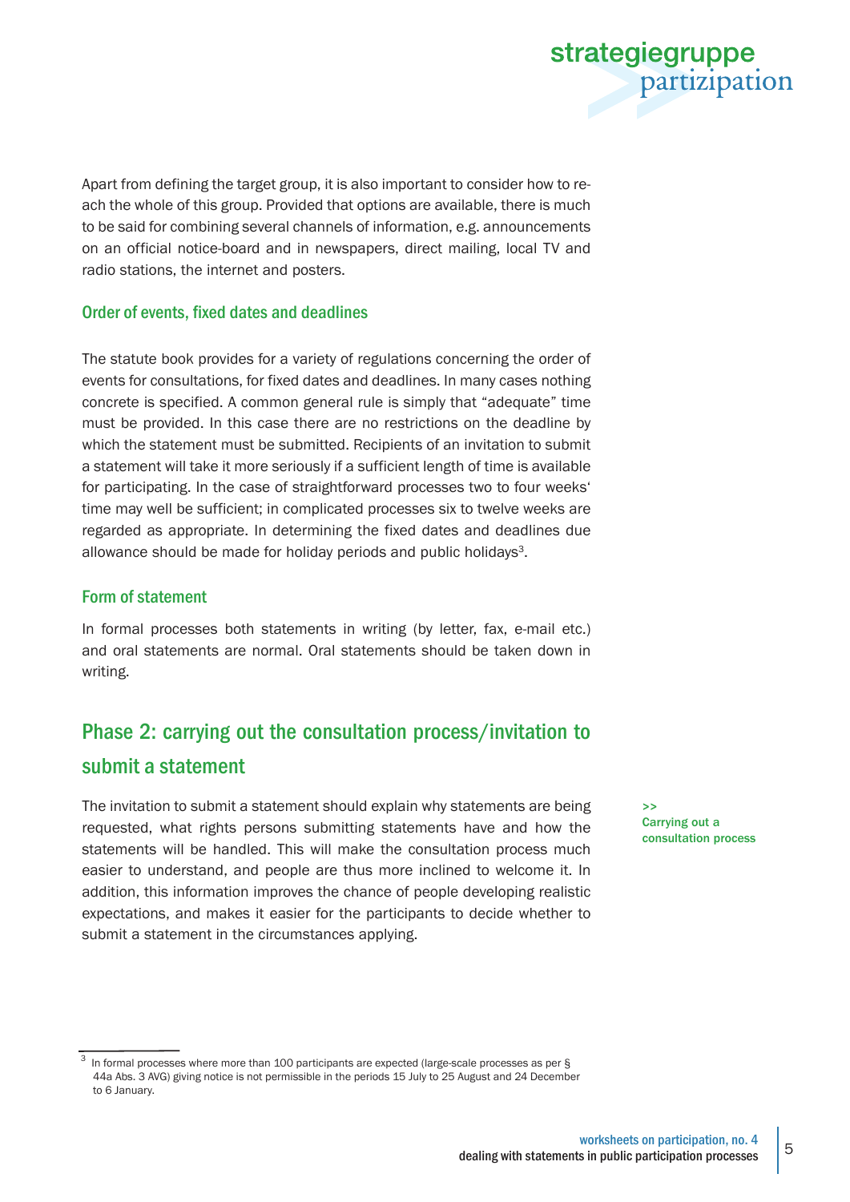Apart from defining the target group, it is also important to consider how to reach the whole of this group. Provided that options are available, there is much to be said for combining several channels of information, e.g. announcements on an official notice-board and in newspapers, direct mailing, local TV and radio stations, the internet and posters.

### Order of events, fixed dates and deadlines

The statute book provides for a variety of regulations concerning the order of events for consultations, for fixed dates and deadlines. In many cases nothing concrete is specified. A common general rule is simply that "adequate" time must be provided. In this case there are no restrictions on the deadline by which the statement must be submitted. Recipients of an invitation to submit a statement will take it more seriously if a sufficient length of time is available for participating. In the case of straightforward processes two to four weeks' time may well be sufficient; in complicated processes six to twelve weeks are regarded as appropriate. In determining the fixed dates and deadlines due allowance should be made for holiday periods and public holidays[3].

### Form of statement

In formal processes both statements in writing (by letter, fax, e-mail etc.) and oral statements are normal. Oral statements should be taken down in writing.

## Phase 2: carrying out the consultation process/invitation to submit a statement

>> Carrying out a consultation process

The invitation to submit a statement should explain why statements are being requested, what rights persons submitting statements have and how the statements will be handled. This will make the consultation process much easier to understand, and people are thus more inclined to welcome it. In addition, this information improves the chance of people developing realistic expectations, and makes it easier for the participants to decide whether to submit a statement in the circumstances applying.

---

[3] In formal processes where more than 100 participants are expected (large-scale processes as per § 44a Abs. 3 AVG) giving notice is not permissible in the periods 15 July to 25 August and 24 December to 6 January.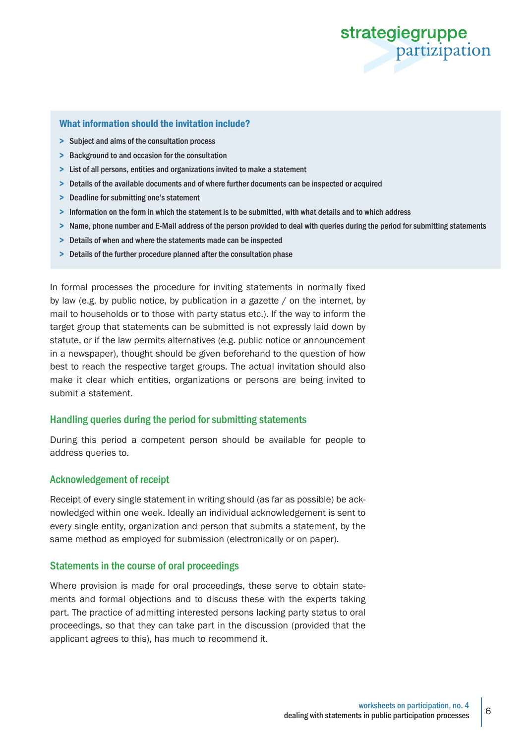### What information should the invitation include?

- Subject and aims of the consultation process
- Background to and occasion for the consultation
- List of all persons, entities and organizations invited to make a statement
- Details of the available documents and of where further documents can be inspected or acquired
- Deadline for submitting one's statement
- Information on the form in which the statement is to be submitted, with what details and to which address
- Name, phone number and E-Mail address of the person provided to deal with queries during the period for submitting statements
- Details of when and where the statements made can be inspected
- Details of the further procedure planned after the consultation phase

In formal processes the procedure for inviting statements in normally fixed by law (e.g. by public notice, by publication in a gazette / on the internet, by mail to households or to those with party status etc.). If the way to inform the target group that statements can be submitted is not expressly laid down by statute, or if the law permits alternatives (e.g. public notice or announcement in a newspaper), thought should be given beforehand to the question of how best to reach the respective target groups. The actual invitation should also make it clear which entities, organizations or persons are being invited to submit a statement.

## Handling queries during the period for submitting statements

During this period a competent person should be available for people to address queries to.

## Acknowledgement of receipt

Receipt of every single statement in writing should (as far as possible) be acknowledged within one week. Ideally an individual acknowledgement is sent to every single entity, organization and person that submits a statement, by the same method as employed for submission (electronically or on paper).

## Statements in the course of oral proceedings

Where provision is made for oral proceedings, these serve to obtain statements and formal objections and to discuss these with the experts taking part. The practice of admitting interested persons lacking party status to oral proceedings, so that they can take part in the discussion (provided that the applicant agrees to this), has much to recommend it.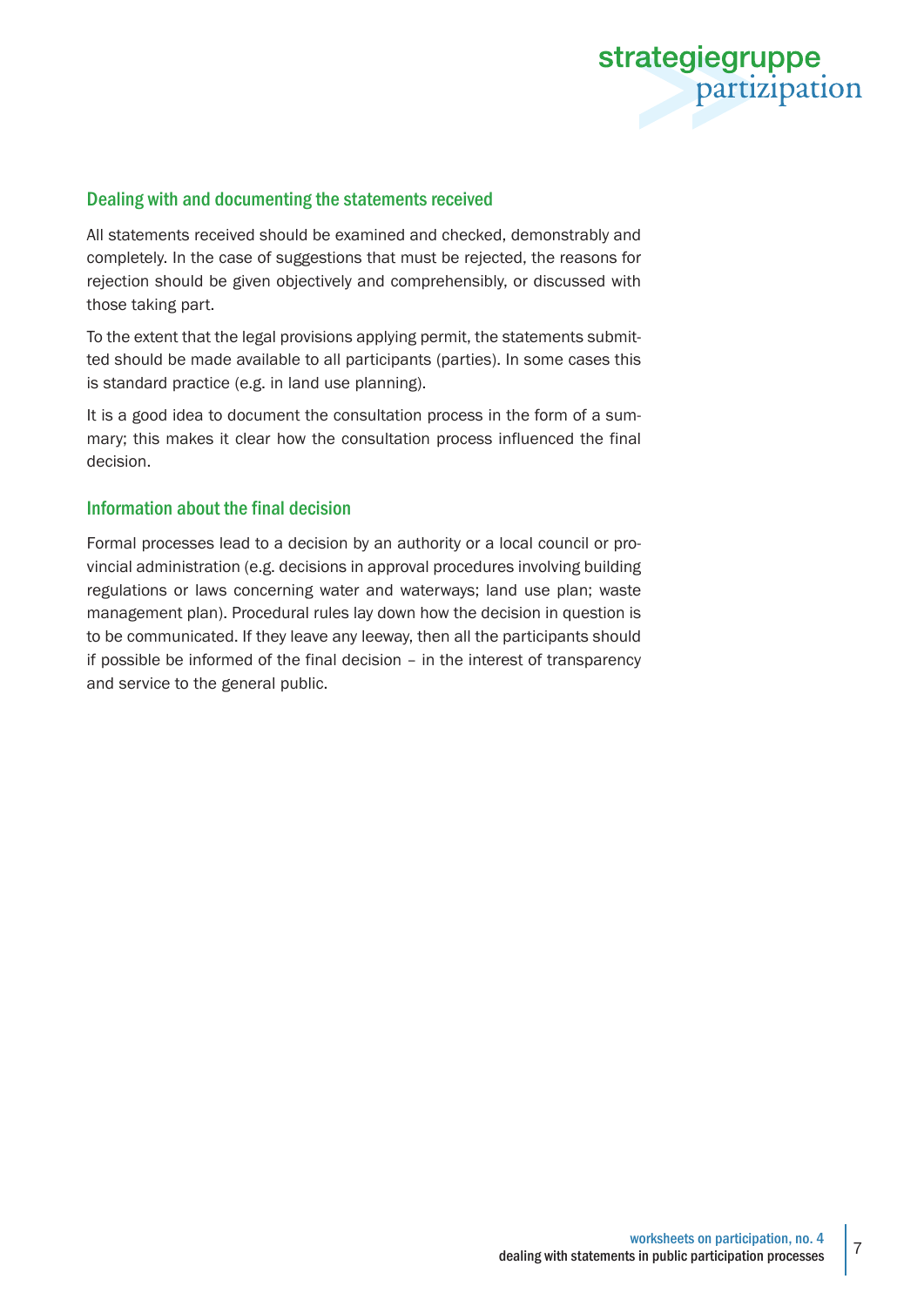## Dealing with and documenting the statements received

All statements received should be examined and checked, demonstrably and completely. In the case of suggestions that must be rejected, the reasons for rejection should be given objectively and comprehensibly, or discussed with those taking part.

To the extent that the legal provisions applying permit, the statements submitted should be made available to all participants (parties). In some cases this is standard practice (e.g. in land use planning).

It is a good idea to document the consultation process in the form of a summary; this makes it clear how the consultation process influenced the final decision.

## Information about the final decision

Formal processes lead to a decision by an authority or a local council or provincial administration (e.g. decisions in approval procedures involving building regulations or laws concerning water and waterways; land use plan; waste management plan). Procedural rules lay down how the decision in question is to be communicated. If they leave any leeway, then all the participants should if possible be informed of the final decision – in the interest of transparency and service to the general public.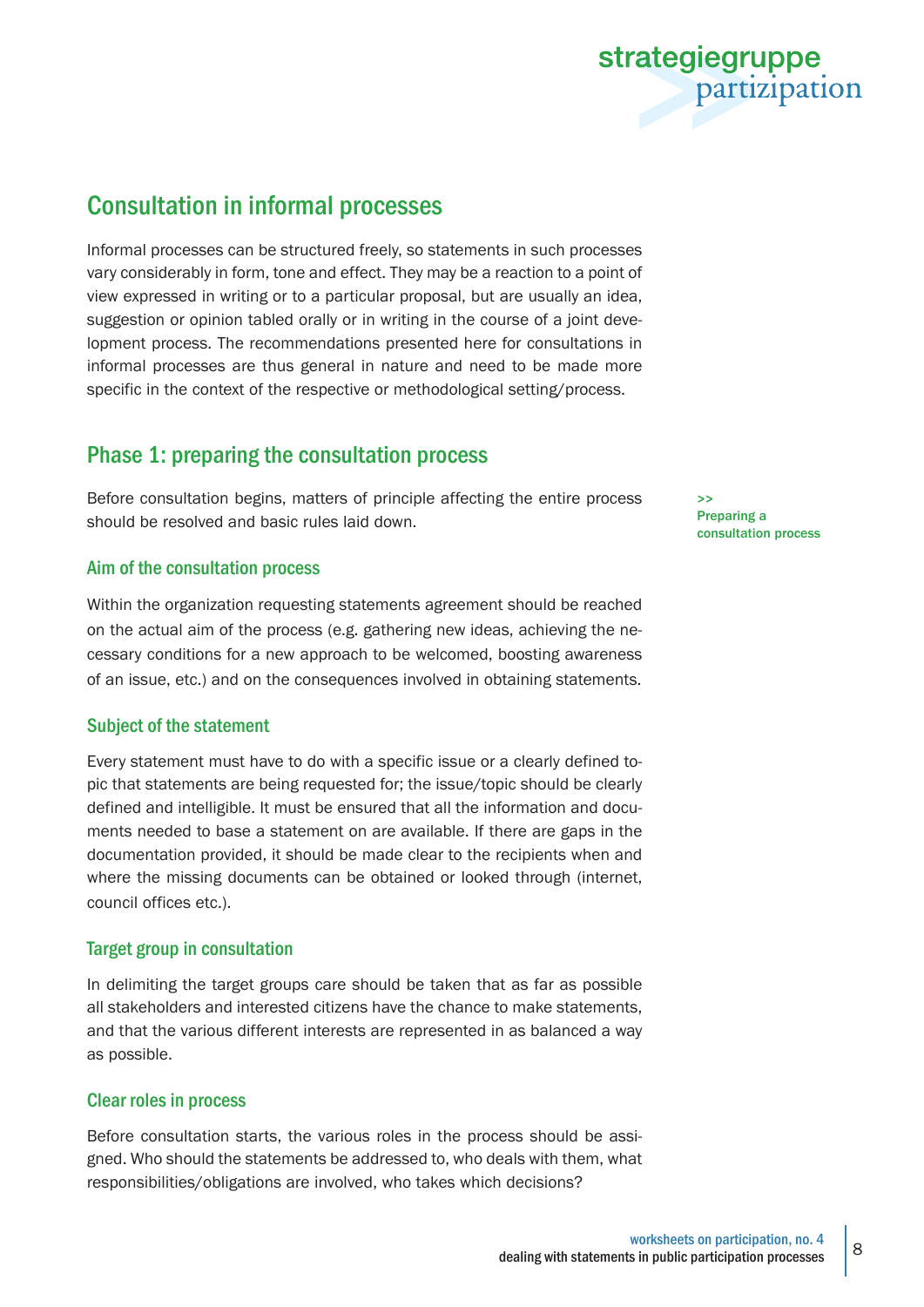## Consultation in informal processes

Informal processes can be structured freely, so statements in such processes vary considerably in form, tone and effect. They may be a reaction to a point of view expressed in writing or to a particular proposal, but are usually an idea, suggestion or opinion tabled orally or in writing in the course of a joint development process. The recommendations presented here for consultations in informal processes are thus general in nature and need to be made more specific in the context of the respective or methodological setting/process.

## Phase 1: preparing the consultation process

>> Preparing a consultation process

Before consultation begins, matters of principle affecting the entire process should be resolved and basic rules laid down.

### Aim of the consultation process

Within the organization requesting statements agreement should be reached on the actual aim of the process (e.g. gathering new ideas, achieving the necessary conditions for a new approach to be welcomed, boosting awareness of an issue, etc.) and on the consequences involved in obtaining statements.

### Subject of the statement

Every statement must have to do with a specific issue or a clearly defined topic that statements are being requested for; the issue/topic should be clearly defined and intelligible. It must be ensured that all the information and documents needed to base a statement on are available. If there are gaps in the documentation provided, it should be made clear to the recipients when and where the missing documents can be obtained or looked through (internet, council offices etc.).

### Target group in consultation

In delimiting the target groups care should be taken that as far as possible all stakeholders and interested citizens have the chance to make statements, and that the various different interests are represented in as balanced a way as possible.

### Clear roles in process

Before consultation starts, the various roles in the process should be assigned. Who should the statements be addressed to, who deals with them, what responsibilities/obligations are involved, who takes which decisions?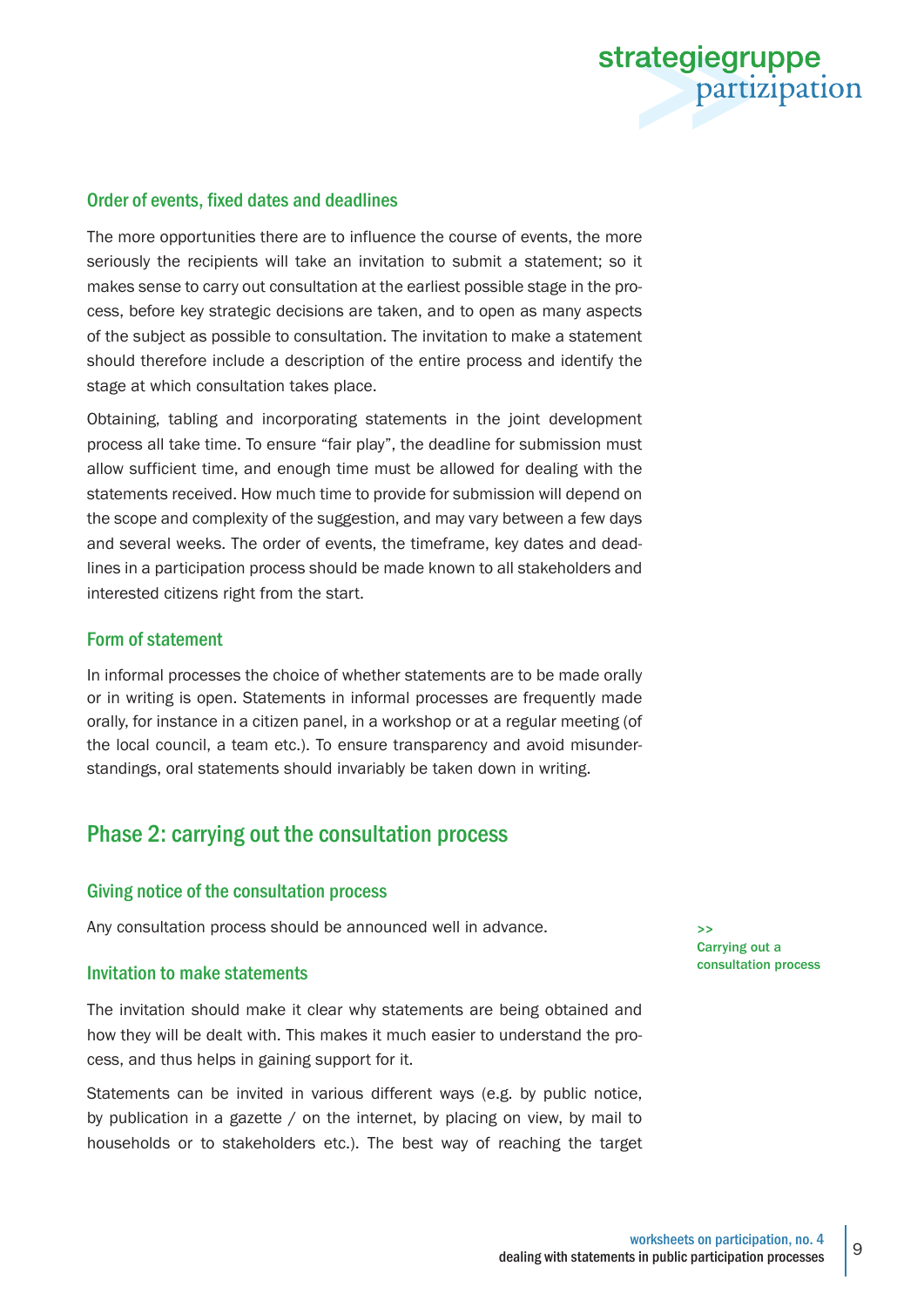### Order of events, fixed dates and deadlines

The more opportunities there are to influence the course of events, the more seriously the recipients will take an invitation to submit a statement; so it makes sense to carry out consultation at the earliest possible stage in the process, before key strategic decisions are taken, and to open as many aspects of the subject as possible to consultation. The invitation to make a statement should therefore include a description of the entire process and identify the stage at which consultation takes place.

Obtaining, tabling and incorporating statements in the joint development process all take time. To ensure "fair play", the deadline for submission must allow sufficient time, and enough time must be allowed for dealing with the statements received. How much time to provide for submission will depend on the scope and complexity of the suggestion, and may vary between a few days and several weeks. The order of events, the timeframe, key dates and deadlines in a participation process should be made known to all stakeholders and interested citizens right from the start.

### Form of statement

In informal processes the choice of whether statements are to be made orally or in writing is open. Statements in informal processes are frequently made orally, for instance in a citizen panel, in a workshop or at a regular meeting (of the local council, a team etc.). To ensure transparency and avoid misunderstandings, oral statements should invariably be taken down in writing.

## Phase 2: carrying out the consultation process

>> Carrying out a consultation process

### Giving notice of the consultation process

Any consultation process should be announced well in advance.

### Invitation to make statements

The invitation should make it clear why statements are being obtained and how they will be dealt with. This makes it much easier to understand the process, and thus helps in gaining support for it.

Statements can be invited in various different ways (e.g. by public notice, by publication in a gazette / on the internet, by placing on view, by mail to households or to stakeholders etc.). The best way of reaching the target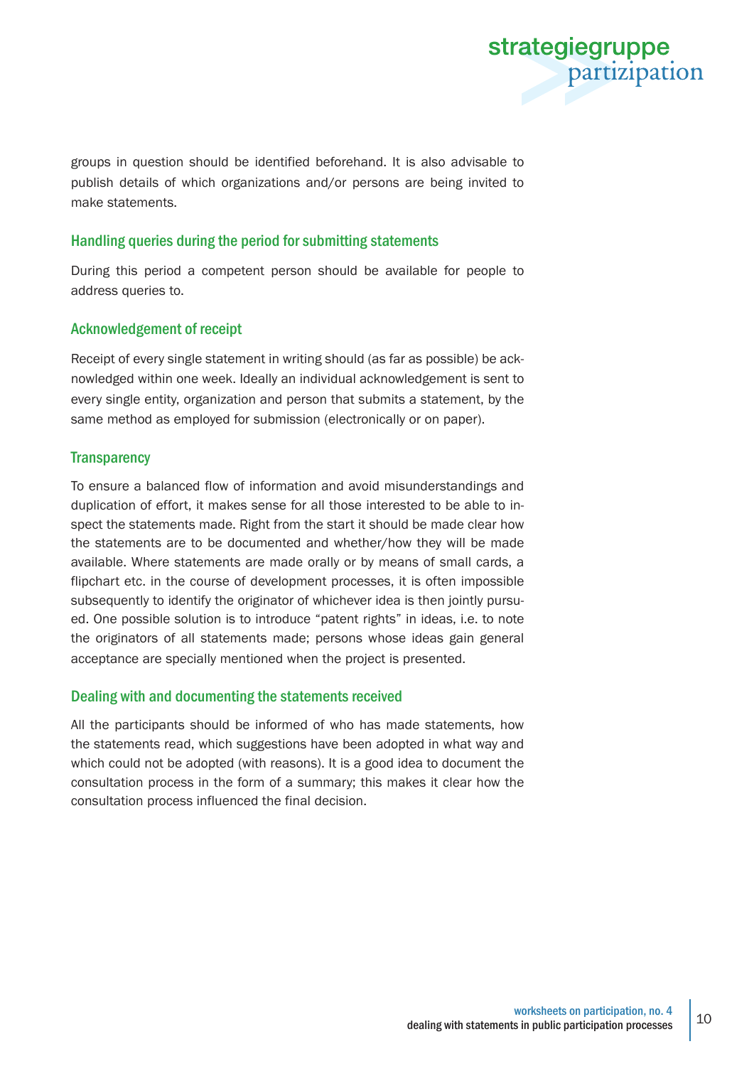groups in question should be identified beforehand. It is also advisable to publish details of which organizations and/or persons are being invited to make statements.

### Handling queries during the period for submitting statements

During this period a competent person should be available for people to address queries to.

### Acknowledgement of receipt

Receipt of every single statement in writing should (as far as possible) be acknowledged within one week. Ideally an individual acknowledgement is sent to every single entity, organization and person that submits a statement, by the same method as employed for submission (electronically or on paper).

### Transparency

To ensure a balanced flow of information and avoid misunderstandings and duplication of effort, it makes sense for all those interested to be able to inspect the statements made. Right from the start it should be made clear how the statements are to be documented and whether/how they will be made available. Where statements are made orally or by means of small cards, a flipchart etc. in the course of development processes, it is often impossible subsequently to identify the originator of whichever idea is then jointly pursued. One possible solution is to introduce "patent rights" in ideas, i.e. to note the originators of all statements made; persons whose ideas gain general acceptance are specially mentioned when the project is presented.

### Dealing with and documenting the statements received

All the participants should be informed of who has made statements, how the statements read, which suggestions have been adopted in what way and which could not be adopted (with reasons). It is a good idea to document the consultation process in the form of a summary; this makes it clear how the consultation process influenced the final decision.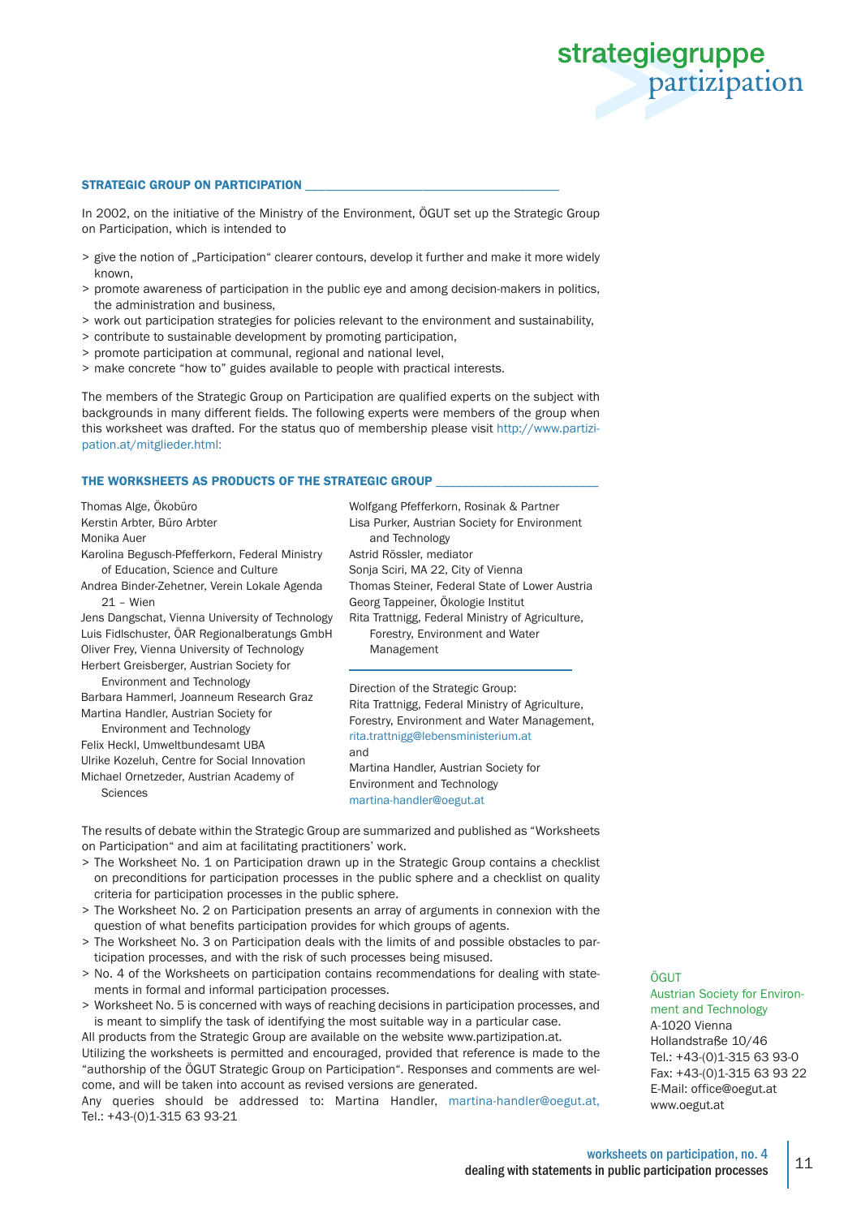strategiegruppe partizipation

## STRATEGIC GROUP ON PARTICIPATION

In 2002, on the initiative of the Ministry of the Environment, ÖGUT set up the Strategic Group on Participation, which is intended to

> give the notion of „Participation“ clearer contours, develop it further and make it more widely known,
> promote awareness of participation in the public eye and among decision-makers in politics, the administration and business,
> work out participation strategies for policies relevant to the environment and sustainability,
> contribute to sustainable development by promoting participation,
> promote participation at communal, regional and national level,
> make concrete “how to” guides available to people with practical interests.

The members of the Strategic Group on Participation are qualified experts on the subject with backgrounds in many different fields. The following experts were members of the group when this worksheet was drafted. For the status quo of membership please visit http://www.partizipation.at/mitglieder.html:

## THE WORKSHEETS AS PRODUCTS OF THE STRATEGIC GROUP

Thomas Alge, Ökobüro
Kerstin Arbter, Büro Arbter
Monika Auer
Karolina Begusch-Pfefferkorn, Federal Ministry of Education, Science and Culture
Andrea Binder-Zehetner, Verein Lokale Agenda 21 – Wien
Jens Dangschat, Vienna University of Technology
Luis Fidlschuster, ÖAR Regionalberatungs GmbH
Oliver Frey, Vienna University of Technology
Herbert Greisberger, Austrian Society for Environment and Technology
Barbara Hammerl, Joanneum Research Graz
Martina Handler, Austrian Society for Environment and Technology
Felix Heckl, Umweltbundesamt UBA
Ulrike Kozeluh, Centre for Social Innovation
Michael Ornetzeder, Austrian Academy of Sciences
Wolfgang Pfefferkorn, Rosinak & Partner
Lisa Purker, Austrian Society for Environment and Technology
Astrid Rössler, mediator
Sonja Sciri, MA 22, City of Vienna
Thomas Steiner, Federal State of Lower Austria
Georg Tappeiner, Ökologie Institut
Rita Trattnigg, Federal Ministry of Agriculture, Forestry, Environment and Water Management

Direction of the Strategic Group:
Rita Trattnigg, Federal Ministry of Agriculture, Forestry, Environment and Water Management,
rita.trattnigg@lebensministerium.at
and
Martina Handler, Austrian Society for Environment and Technology
martina-handler@oegut.at

The results of debate within the Strategic Group are summarized and published as “Worksheets on Participation“ and aim at facilitating practitioners’ work.

> The Worksheet No. 1 on Participation drawn up in the Strategic Group contains a checklist on preconditions for participation processes in the public sphere and a checklist on quality criteria for participation processes in the public sphere.
> The Worksheet No. 2 on Participation presents an array of arguments in connexion with the question of what benefits participation provides for which groups of agents.
> The Worksheet No. 3 on Participation deals with the limits of and possible obstacles to participation processes, and with the risk of such processes being misused.
> No. 4 of the Worksheets on participation contains recommendations for dealing with statements in formal and informal participation processes.
> Worksheet No. 5 is concerned with ways of reaching decisions in participation processes, and is meant to simplify the task of identifying the most suitable way in a particular case.

All products from the Strategic Group are available on the website www.partizipation.at.
Utilizing the worksheets is permitted and encouraged, provided that reference is made to the “authorship of the ÖGUT Strategic Group on Participation“. Responses and comments are welcome, and will be taken into account as revised versions are generated.
Any queries should be addressed to: Martina Handler, martina-handler@oegut.at, Tel.: +43-(0)1-315 63 93-21

ÖGUT
Austrian Society for Environment and Technology
A-1020 Vienna
Hollandstraße 10/46
Tel.: +43-(0)1-315 63 93-0
Fax: +43-(0)1-315 63 93 22
E-Mail: office@oegut.at
www.oegut.at